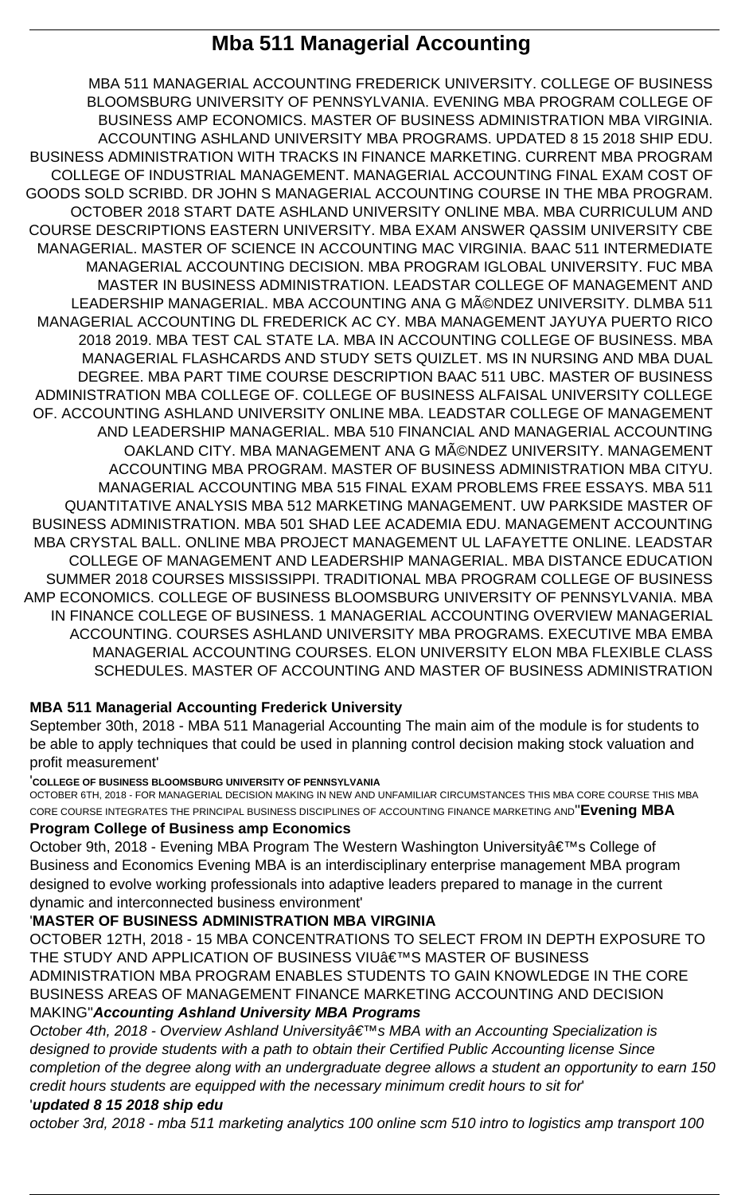# Mba 511 Managerial Accounting

MBA 511 MANAGERIAL ACCOUNTING FREDERICK UNIVERSITY. COLLEGE OF BUSINESS BLOOMSBURG UNIVERSITY OF PENNSYLVANIA. EVENING MBA PROGRAM COLLEGE OF BUSINESS AMP ECONOMICS. MASTER OF BUSINESS ADMINISTRATION MBA VIRGINIA. ACCOUNTING ASHLAND UNIVERSITY MBA PROGRAMS. UPDATED 8 15 2018 SHIP EDU. BUSINESS ADMINISTRATION WITH TRACKS IN FINANCE MARKETING. CURRENT MBA PROGRAM COLLEGE OF INDUSTRIAL MANAGEMENT. MANAGERIAL ACCOUNTING FINAL EXAM COST OF GOODS SOLD SCRIBD. DR JOHN S MANAGERIAL ACCOUNTING COURSE IN THE MBA PROGRAM. OCTOBER 2018 START DATE ASHLAND UNIVERSITY ONLINE MBA. MBA CURRICULUM AND COURSE DESCRIPTIONS EASTERN UNIVERSITY. MBA EXAM ANSWER QASSIM UNIVERSITY CBE MANAGERIAL. MASTER OF SCIENCE IN ACCOUNTING MAC VIRGINIA. BAAC 511 INTERMEDIATE MANAGERIAL ACCOUNTING DECISION. MBA PROGRAM IGLOBAL UNIVERSITY. FUC MBA MASTER IN BUSINESS ADMINISTRATION. LEADSTAR COLLEGE OF MANAGEMENT AND LEADERSHIP MANAGERIAL. MBA ACCOUNTING ANA G MÃ©NDEZ UNIVERSITY. DLMBA 511 MANAGERIAL ACCOUNTING DL FREDERICK AC CY. MBA MANAGEMENT JAYUYA PUERTO RICO 2018 2019. MBA TEST CAL STATE LA. MBA IN ACCOUNTING COLLEGE OF BUSINESS. MBA MANAGERIAL FLASHCARDS AND STUDY SETS QUIZLET. MS IN NURSING AND MBA DUAL DEGREE. MBA PART TIME COURSE DESCRIPTION BAAC 511 UBC. MASTER OF BUSINESS ADMINISTRATION MBA COLLEGE OF. COLLEGE OF BUSINESS ALFAISAL UNIVERSITY COLLEGE OF. ACCOUNTING ASHLAND UNIVERSITY ONLINE MBA. LEADSTAR COLLEGE OF MANAGEMENT AND LEADERSHIP MANAGERIAL. MBA 510 FINANCIAL AND MANAGERIAL ACCOUNTING OAKLAND CITY. MBA MANAGEMENT ANA G MÃ©NDEZ UNIVERSITY. MANAGEMENT ACCOUNTING MBA PROGRAM. MASTER OF BUSINESS ADMINISTRATION MBA CITYU. MANAGERIAL ACCOUNTING MBA 515 FINAL EXAM PROBLEMS FREE ESSAYS. MBA 511 QUANTITATIVE ANALYSIS MBA 512 MARKETING MANAGEMENT. UW PARKSIDE MASTER OF BUSINESS ADMINISTRATION. MBA 501 SHAD LEE ACADEMIA EDU. MANAGEMENT ACCOUNTING MBA CRYSTAL BALL. ONLINE MBA PROJECT MANAGEMENT UL LAFAYETTE ONLINE. LEADSTAR COLLEGE OF MANAGEMENT AND LEADERSHIP MANAGERIAL. MBA DISTANCE EDUCATION SUMMER 2018 COURSES MISSISSIPPI. TRADITIONAL MBA PROGRAM COLLEGE OF BUSINESS AMP ECONOMICS. COLLEGE OF BUSINESS BLOOMSBURG UNIVERSITY OF PENNSYLVANIA. MBA IN FINANCE COLLEGE OF BUSINESS. 1 MANAGERIAL ACCOUNTING OVERVIEW MANAGERIAL ACCOUNTING. COURSES ASHLAND UNIVERSITY MBA PROGRAMS. EXECUTIVE MBA EMBA MANAGERIAL ACCOUNTING COURSES. ELON UNIVERSITY ELON MBA FLEXIBLE CLASS SCHEDULES. MASTER OF ACCOUNTING AND MASTER OF BUSINESS ADMINISTRATION

**MBA 511 Managerial Accounting Frederick University**

September 30th, 2018 - MBA 511 Managerial Accounting The main aim of the module is for students to be able to apply techniques that could be used in planning control decision making stock valuation and profit measurement'

'**COLLEGE OF BUSINESS BLOOMSBURG UNIVERSITY OF PENNSYLVANIA**

OCTOBER 6TH, 2018 - FOR MANAGERIAL DECISION MAKING IN NEW AND UNFAMILIAR CIRCUMSTANCES THIS MBA CORE COURSE THIS MBA CORE COURSE INTEGRATES THE PRINCIPAL BUSINESS DISCIPLINES OF ACCOUNTING FINANCE MARKETING AND''**Evening MBA Program College of Business amp Economics**

October 9th, 2018 - Evening MBA Program The Western Washington Universityâ€™s College of Business and Economics Evening MBA is an interdisciplinary enterprise management MBA program designed to evolve working professionals into adaptive leaders prepared to manage in the current dynamic and interconnected business environment'

'**MASTER OF BUSINESS ADMINISTRATION MBA VIRGINIA**

OCTOBER 12TH, 2018 - 15 MBA CONCENTRATIONS TO SELECT FROM IN DEPTH EXPOSURE TO THE STUDY AND APPLICATION OF BUSINESS VIUâ€™S MASTER OF BUSINESS ADMINISTRATION MBA PROGRAM ENABLES STUDENTS TO GAIN KNOWLEDGE IN THE CORE BUSINESS AREAS OF MANAGEMENT FINANCE MARKETING ACCOUNTING AND DECISION MAKING''***Accounting Ashland University MBA Programs***

*October 4th, 2018 - Overview Ashland Universityâ€™s MBA with an Accounting Specialization is designed to provide students with a path to obtain their Certified Public Accounting license Since completion of the degree along with an undergraduate degree allows a student an opportunity to earn 150 credit hours students are equipped with the necessary minimum credit hours to sit for*'

'***updated 8 15 2018 ship edu***

*october 3rd, 2018 - mba 511 marketing analytics 100 online scm 510 intro to logistics amp transport 100*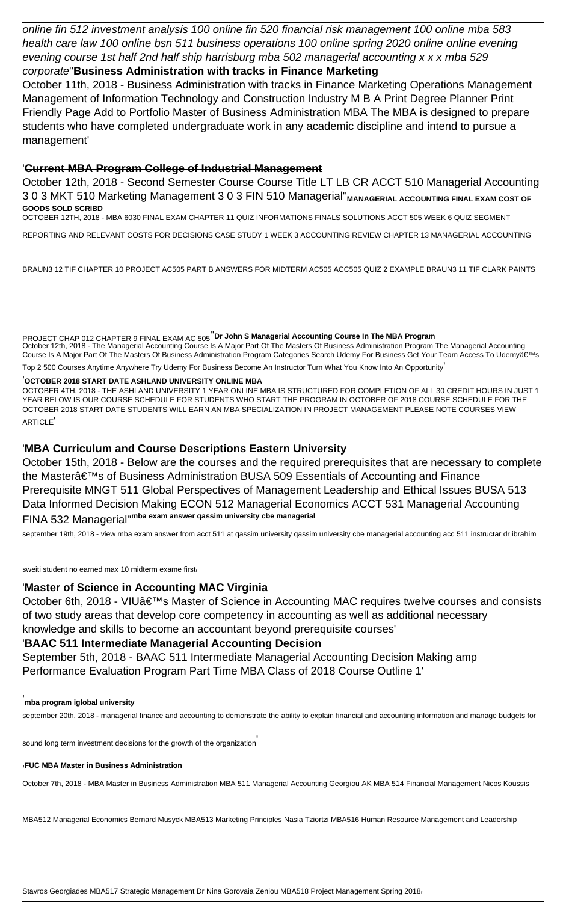*online fin 512 investment analysis 100 online fin 520 financial risk management 100 online mba 583 health care law 100 online bsn 511 business operations 100 online spring 2020 online online evening evening course 1st half 2nd half ship harrisburg mba 502 managerial accounting x x x mba 529 corporate*''**Business Administration with tracks in Finance Marketing**

October 11th, 2018 - Business Administration with tracks in Finance Marketing Operations Management Management of Information Technology and Construction Industry M B A Print Degree Planner Print Friendly Page Add to Portfolio Master of Business Administration MBA The MBA is designed to prepare students who have completed undergraduate work in any academic discipline and intend to pursue a management'

'**~~Current MBA Program College of Industrial Management~~**

~~October 12th, 2018 - Second Semester Course Course Title LT LB CR ACCT 510 Managerial Accounting 3 0 3 MKT 510 Marketing Management 3 0 3 FIN 510 Managerial~~''**MANAGERIAL ACCOUNTING FINAL EXAM COST OF GOODS SOLD SCRIBD**

OCTOBER 12TH, 2018 - MBA 6030 FINAL EXAM CHAPTER 11 QUIZ INFORMATIONS FINALS SOLUTIONS ACCT 505 WEEK 6 QUIZ SEGMENT REPORTING AND RELEVANT COSTS FOR DECISIONS CASE STUDY 1 WEEK 3 ACCOUNTING REVIEW CHAPTER 13 MANAGERIAL ACCOUNTING BRAUN3 12 TIF CHAPTER 10 PROJECT AC505 PART B ANSWERS FOR MIDTERM AC505 ACC505 QUIZ 2 EXAMPLE BRAUN3 11 TIF CLARK PAINTS PROJECT CHAP 012 CHAPTER 9 FINAL EXAM AC 505''**Dr John S Managerial Accounting Course In The MBA Program**

October 12th, 2018 - The Managerial Accounting Course Is A Major Part Of The Masters Of Business Administration Program The Managerial Accounting Course Is A Major Part Of The Masters Of Business Administration Program Categories Search Udemy For Business Get Your Team Access To Udemyâ€™s Top 2 500 Courses Anytime Anywhere Try Udemy For Business Become An Instructor Turn What You Know Into An Opportunity'

'**OCTOBER 2018 START DATE ASHLAND UNIVERSITY ONLINE MBA**

OCTOBER 4TH, 2018 - THE ASHLAND UNIVERSITY 1 YEAR ONLINE MBA IS STRUCTURED FOR COMPLETION OF ALL 30 CREDIT HOURS IN JUST 1 YEAR BELOW IS OUR COURSE SCHEDULE FOR STUDENTS WHO START THE PROGRAM IN OCTOBER OF 2018 COURSE SCHEDULE FOR THE OCTOBER 2018 START DATE STUDENTS WILL EARN AN MBA SPECIALIZATION IN PROJECT MANAGEMENT PLEASE NOTE COURSES VIEW ARTICLE'

'**MBA Curriculum and Course Descriptions Eastern University**

October 15th, 2018 - Below are the courses and the required prerequisites that are necessary to complete the Masterâ€™s of Business Administration BUSA 509 Essentials of Accounting and Finance Prerequisite MNGT 511 Global Perspectives of Management Leadership and Ethical Issues BUSA 513 Data Informed Decision Making ECON 512 Managerial Economics ACCT 531 Managerial Accounting FINA 532 Managerial''**mba exam answer qassim university cbe managerial**

september 19th, 2018 - view mba exam answer from acct 511 at qassim university qassim university cbe managerial accounting acc 511 instructar dr ibrahim sweiti student no earned max 10 midterm exame first'

'**Master of Science in Accounting MAC Virginia**

October 6th, 2018 - VIUâ€™s Master of Science in Accounting MAC requires twelve courses and consists of two study areas that develop core competency in accounting as well as additional necessary knowledge and skills to become an accountant beyond prerequisite courses'

'**BAAC 511 Intermediate Managerial Accounting Decision**

September 5th, 2018 - BAAC 511 Intermediate Managerial Accounting Decision Making amp Performance Evaluation Program Part Time MBA Class of 2018 Course Outline 1'

'**mba program iglobal university**

september 20th, 2018 - managerial finance and accounting to demonstrate the ability to explain financial and accounting information and manage budgets for sound long term investment decisions for the growth of the organization'

'**FUC MBA Master in Business Administration**

October 7th, 2018 - MBA Master in Business Administration MBA 511 Managerial Accounting Georgiou AK MBA 514 Financial Management Nicos Koussis MBA512 Managerial Economics Bernard Musyck MBA513 Marketing Principles Nasia Tziortzi MBA516 Human Resource Management and Leadership Stavros Georgiades MBA517 Strategic Management Dr Nina Gorovaia Zeniou MBA518 Project Management Spring 2018'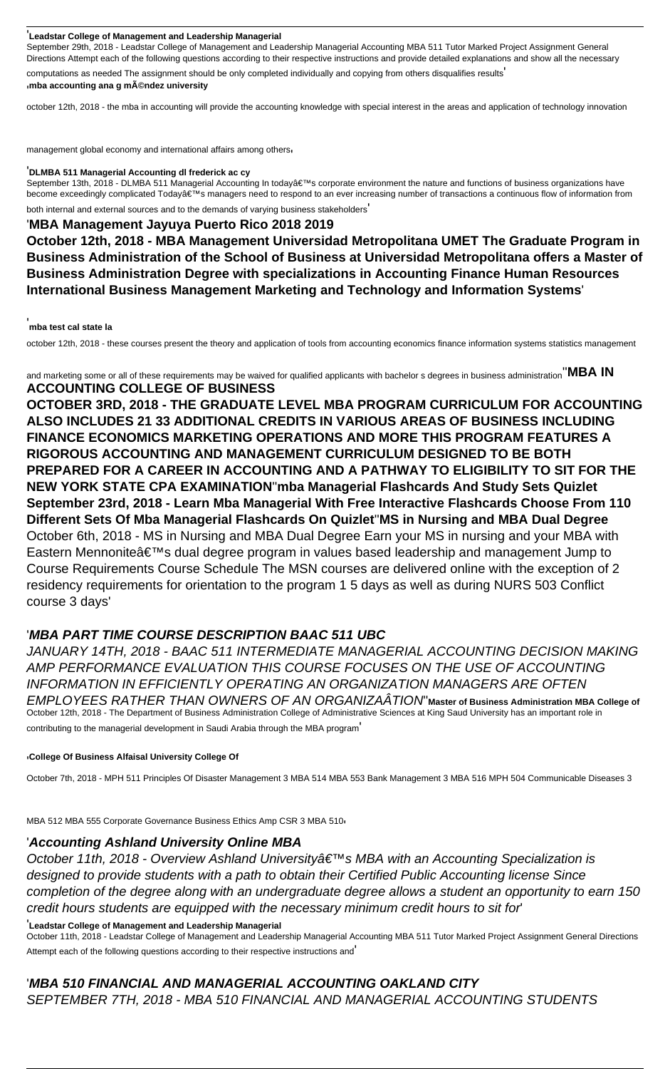'**Leadstar College of Management and Leadership Managerial**
September 29th, 2018 - Leadstar College of Management and Leadership Managerial Accounting MBA 511 Tutor Marked Project Assignment General Directions Attempt each of the following questions according to their respective instructions and provide detailed explanations and show all the necessary computations as needed The assignment should be only completed individually and copying from others disqualifies results'
'**mba accounting ana g mÃ©ndez university**

october 12th, 2018 - the mba in accounting will provide the accounting knowledge with special interest in the areas and application of technology innovation management global economy and international affairs among others'

'**DLMBA 511 Managerial Accounting dl frederick ac cy**
September 13th, 2018 - DLMBA 511 Managerial Accounting In todayâ€™s corporate environment the nature and functions of business organizations have become exceedingly complicated Todayâ€™s managers need to respond to an ever increasing number of transactions a continuous flow of information from both internal and external sources and to the demands of varying business stakeholders'

'**MBA Management Jayuya Puerto Rico 2018 2019**
**October 12th, 2018 - MBA Management Universidad Metropolitana UMET The Graduate Program in Business Administration of the School of Business at Universidad Metropolitana offers a Master of Business Administration Degree with specializations in Accounting Finance Human Resources International Business Management Marketing and Technology and Information Systems**'

'**mba test cal state la**
october 12th, 2018 - these courses present the theory and application of tools from accounting economics finance information systems statistics management and marketing some or all of these requirements may be waived for qualified applicants with bachelor s degrees in business administration''**MBA IN ACCOUNTING COLLEGE OF BUSINESS**
**OCTOBER 3RD, 2018 - THE GRADUATE LEVEL MBA PROGRAM CURRICULUM FOR ACCOUNTING ALSO INCLUDES 21 33 ADDITIONAL CREDITS IN VARIOUS AREAS OF BUSINESS INCLUDING FINANCE ECONOMICS MARKETING OPERATIONS AND MORE THIS PROGRAM FEATURES A RIGOROUS ACCOUNTING AND MANAGEMENT CURRICULUM DESIGNED TO BE BOTH PREPARED FOR A CAREER IN ACCOUNTING AND A PATHWAY TO ELIGIBILITY TO SIT FOR THE NEW YORK STATE CPA EXAMINATION**''**mba Managerial Flashcards And Study Sets Quizlet September 23rd, 2018 - Learn Mba Managerial With Free Interactive Flashcards Choose From 110 Different Sets Of Mba Managerial Flashcards On Quizlet**''**MS in Nursing and MBA Dual Degree**
October 6th, 2018 - MS in Nursing and MBA Dual Degree Earn your MS in nursing and your MBA with Eastern Mennoniteâ€™s dual degree program in values based leadership and management Jump to Course Requirements Course Schedule The MSN courses are delivered online with the exception of 2 residency requirements for orientation to the program 1 5 days as well as during NURS 503 Conflict course 3 days'

'***MBA PART TIME COURSE DESCRIPTION BAAC 511 UBC***
*JANUARY 14TH, 2018 - BAAC 511 INTERMEDIATE MANAGERIAL ACCOUNTING DECISION MAKING AMP PERFORMANCE EVALUATION THIS COURSE FOCUSES ON THE USE OF ACCOUNTING INFORMATION IN EFFICIENTLY OPERATING AN ORGANIZATION MANAGERS ARE OFTEN EMPLOYEES RATHER THAN OWNERS OF AN ORGANIZAÂTION*''**Master of Business Administration MBA College of**
October 12th, 2018 - The Department of Business Administration College of Administrative Sciences at King Saud University has an important role in contributing to the managerial development in Saudi Arabia through the MBA program'

'**College Of Business Alfaisal University College Of**

October 7th, 2018 - MPH 511 Principles Of Disaster Management 3 MBA 514 MBA 553 Bank Management 3 MBA 516 MPH 504 Communicable Diseases 3 MBA 512 MBA 555 Corporate Governance Business Ethics Amp CSR 3 MBA 510'

'***Accounting Ashland University Online MBA***
*October 11th, 2018 - Overview Ashland Universityâ€™s MBA with an Accounting Specialization is designed to provide students with a path to obtain their Certified Public Accounting license Since completion of the degree along with an undergraduate degree allows a student an opportunity to earn 150 credit hours students are equipped with the necessary minimum credit hours to sit for*'
'**Leadstar College of Management and Leadership Managerial**
October 11th, 2018 - Leadstar College of Management and Leadership Managerial Accounting MBA 511 Tutor Marked Project Assignment General Directions Attempt each of the following questions according to their respective instructions and'

'***MBA 510 FINANCIAL AND MANAGERIAL ACCOUNTING OAKLAND CITY***
*SEPTEMBER 7TH, 2018 - MBA 510 FINANCIAL AND MANAGERIAL ACCOUNTING STUDENTS*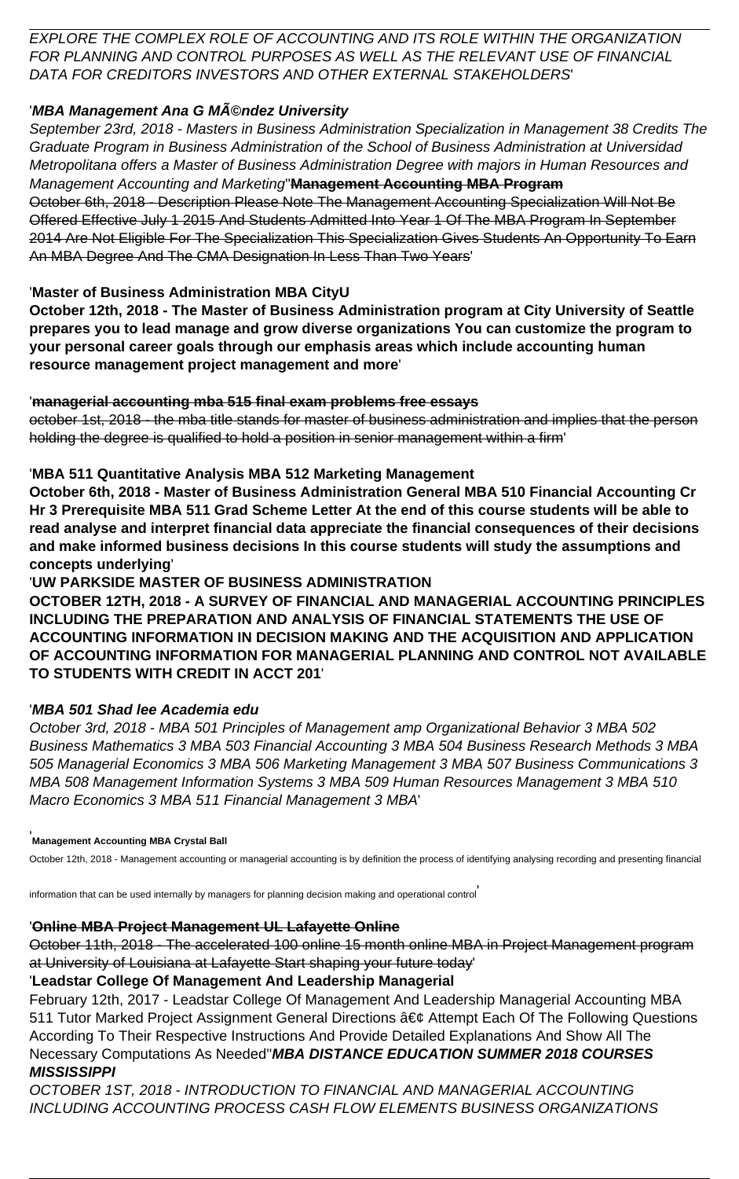*EXPLORE THE COMPLEX ROLE OF ACCOUNTING AND ITS ROLE WITHIN THE ORGANIZATION FOR PLANNING AND CONTROL PURPOSES AS WELL AS THE RELEVANT USE OF FINANCIAL DATA FOR CREDITORS INVESTORS AND OTHER EXTERNAL STAKEHOLDERS*'

'***MBA Management Ana G MÃ©ndez University***

*September 23rd, 2018 - Masters in Business Administration Specialization in Management 38 Credits The Graduate Program in Business Administration of the School of Business Administration at Universidad Metropolitana offers a Master of Business Administration Degree with majors in Human Resources and Management Accounting and Marketing*''**Management Accounting MBA Program**

~~October 6th, 2018 - Description Please Note The Management Accounting Specialization Will Not Be Offered Effective July 1 2015 And Students Admitted Into Year 1 Of The MBA Program In September 2014 Are Not Eligible For The Specialization This Specialization Gives Students An Opportunity To Earn An MBA Degree And The CMA Designation In Less Than Two Years~~'

'**Master of Business Administration MBA CityU**

**October 12th, 2018 - The Master of Business Administration program at City University of Seattle prepares you to lead manage and grow diverse organizations You can customize the program to your personal career goals through our emphasis areas which include accounting human resource management project management and more**'

'**managerial accounting mba 515 final exam problems free essays**

~~october 1st, 2018 - the mba title stands for master of business administration and implies that the person holding the degree is qualified to hold a position in senior management within a firm~~'

'**MBA 511 Quantitative Analysis MBA 512 Marketing Management**

**October 6th, 2018 - Master of Business Administration General MBA 510 Financial Accounting Cr Hr 3 Prerequisite MBA 511 Grad Scheme Letter At the end of this course students will be able to read analyse and interpret financial data appreciate the financial consequences of their decisions and make informed business decisions In this course students will study the assumptions and concepts underlying**'

'**UW PARKSIDE MASTER OF BUSINESS ADMINISTRATION**

**OCTOBER 12TH, 2018 - A SURVEY OF FINANCIAL AND MANAGERIAL ACCOUNTING PRINCIPLES INCLUDING THE PREPARATION AND ANALYSIS OF FINANCIAL STATEMENTS THE USE OF ACCOUNTING INFORMATION IN DECISION MAKING AND THE ACQUISITION AND APPLICATION OF ACCOUNTING INFORMATION FOR MANAGERIAL PLANNING AND CONTROL NOT AVAILABLE TO STUDENTS WITH CREDIT IN ACCT 201**'

'***MBA 501 Shad lee Academia edu***

*October 3rd, 2018 - MBA 501 Principles of Management amp Organizational Behavior 3 MBA 502 Business Mathematics 3 MBA 503 Financial Accounting 3 MBA 504 Business Research Methods 3 MBA 505 Managerial Economics 3 MBA 506 Marketing Management 3 MBA 507 Business Communications 3 MBA 508 Management Information Systems 3 MBA 509 Human Resources Management 3 MBA 510 Macro Economics 3 MBA 511 Financial Management 3 MBA*'

'**Management Accounting MBA Crystal Ball**

October 12th, 2018 - Management accounting or managerial accounting is by definition the process of identifying analysing recording and presenting financial information that can be used internally by managers for planning decision making and operational control'

'**Online MBA Project Management UL Lafayette Online**

~~October 11th, 2018 - The accelerated 100 online 15 month online MBA in Project Management program at University of Louisiana at Lafayette Start shaping your future today~~'

'**Leadstar College Of Management And Leadership Managerial**

February 12th, 2017 - Leadstar College Of Management And Leadership Managerial Accounting MBA 511 Tutor Marked Project Assignment General Directions â€¢ Attempt Each Of The Following Questions According To Their Respective Instructions And Provide Detailed Explanations And Show All The Necessary Computations As Needed''***MBA DISTANCE EDUCATION SUMMER 2018 COURSES MISSISSIPPI***

*OCTOBER 1ST, 2018 - INTRODUCTION TO FINANCIAL AND MANAGERIAL ACCOUNTING INCLUDING ACCOUNTING PROCESS CASH FLOW ELEMENTS BUSINESS ORGANIZATIONS*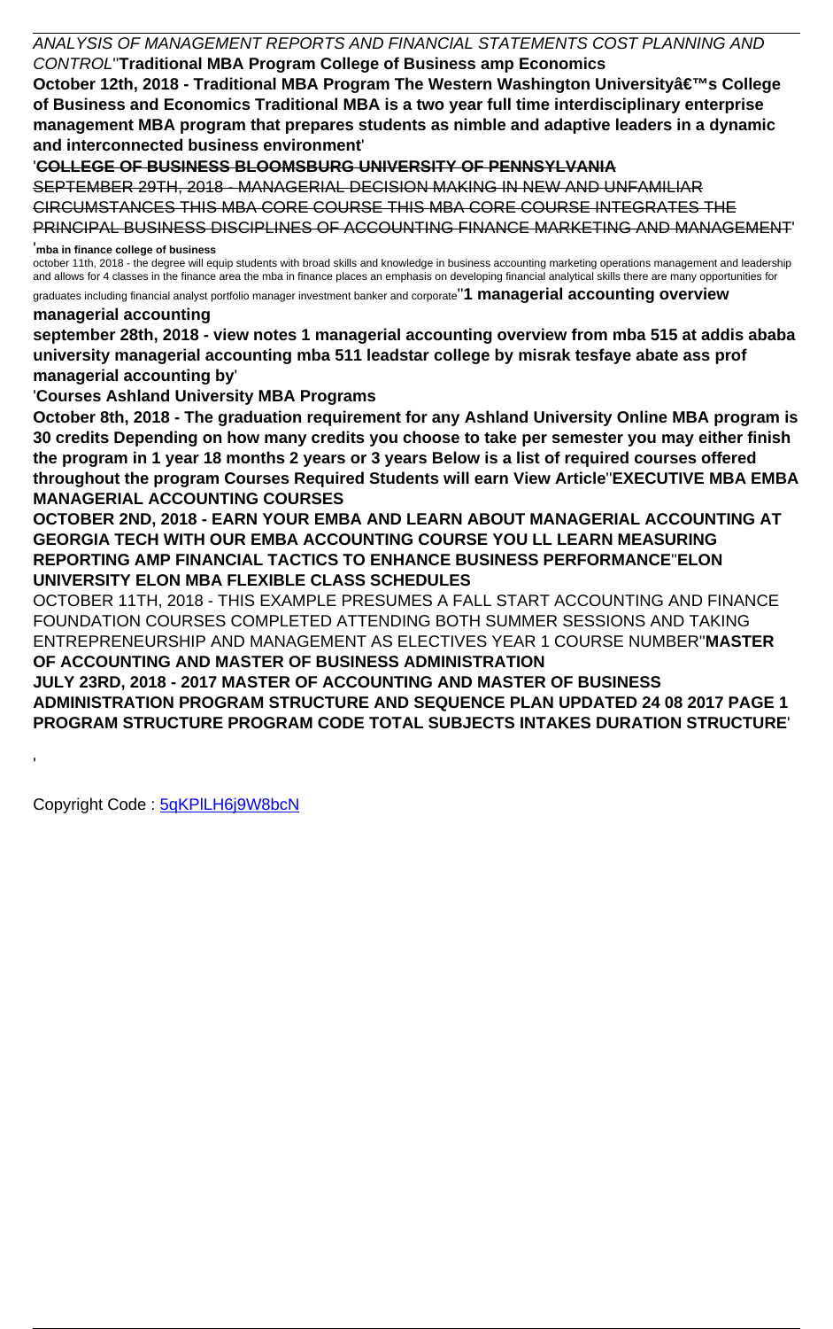*ANALYSIS OF MANAGEMENT REPORTS AND FINANCIAL STATEMENTS COST PLANNING AND CONTROL*''**Traditional MBA Program College of Business amp Economics**

**October 12th, 2018 - Traditional MBA Program The Western Washington Universityâ€™s College of Business and Economics Traditional MBA is a two year full time interdisciplinary enterprise management MBA program that prepares students as nimble and adaptive leaders in a dynamic and interconnected business environment**'

'~~**COLLEGE OF BUSINESS BLOOMSBURG UNIVERSITY OF PENNSYLVANIA**~~

~~SEPTEMBER 29TH, 2018 - MANAGERIAL DECISION MAKING IN NEW AND UNFAMILIAR CIRCUMSTANCES THIS MBA CORE COURSE THIS MBA CORE COURSE INTEGRATES THE PRINCIPAL BUSINESS DISCIPLINES OF ACCOUNTING FINANCE MARKETING AND MANAGEMENT~~'

'**mba in finance college of business**

october 11th, 2018 - the degree will equip students with broad skills and knowledge in business accounting marketing operations management and leadership and allows for 4 classes in the finance area the mba in finance places an emphasis on developing financial analytical skills there are many opportunities for graduates including financial analyst portfolio manager investment banker and corporate''**1 managerial accounting overview managerial accounting**

**september 28th, 2018 - view notes 1 managerial accounting overview from mba 515 at addis ababa university managerial accounting mba 511 leadstar college by misrak tesfaye abate ass prof managerial accounting by**'

'**Courses Ashland University MBA Programs**

**October 8th, 2018 - The graduation requirement for any Ashland University Online MBA program is 30 credits Depending on how many credits you choose to take per semester you may either finish the program in 1 year 18 months 2 years or 3 years Below is a list of required courses offered throughout the program Courses Required Students will earn View Article**''**EXECUTIVE MBA EMBA MANAGERIAL ACCOUNTING COURSES**

**OCTOBER 2ND, 2018 - EARN YOUR EMBA AND LEARN ABOUT MANAGERIAL ACCOUNTING AT GEORGIA TECH WITH OUR EMBA ACCOUNTING COURSE YOU LL LEARN MEASURING REPORTING AMP FINANCIAL TACTICS TO ENHANCE BUSINESS PERFORMANCE**''**ELON UNIVERSITY ELON MBA FLEXIBLE CLASS SCHEDULES**

OCTOBER 11TH, 2018 - THIS EXAMPLE PRESUMES A FALL START ACCOUNTING AND FINANCE FOUNDATION COURSES COMPLETED ATTENDING BOTH SUMMER SESSIONS AND TAKING ENTREPRENEURSHIP AND MANAGEMENT AS ELECTIVES YEAR 1 COURSE NUMBER''**MASTER OF ACCOUNTING AND MASTER OF BUSINESS ADMINISTRATION**

**JULY 23RD, 2018 - 2017 MASTER OF ACCOUNTING AND MASTER OF BUSINESS ADMINISTRATION PROGRAM STRUCTURE AND SEQUENCE PLAN UPDATED 24 08 2017 PAGE 1 PROGRAM STRUCTURE PROGRAM CODE TOTAL SUBJECTS INTAKES DURATION STRUCTURE**'

'

Copyright Code : [5qKPlLH6j9W8bcN]